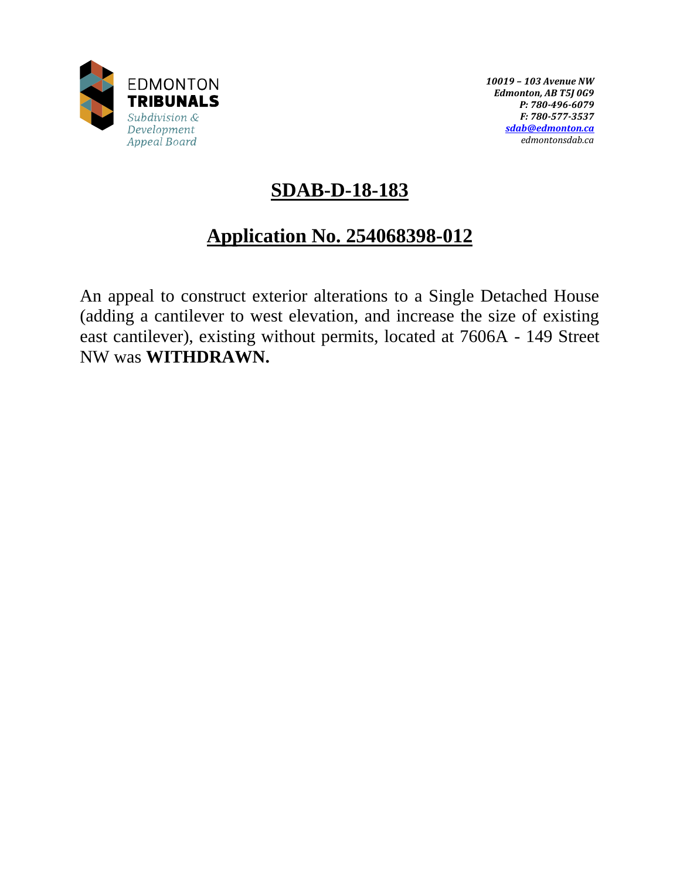EDMONTON
**TRIBUNALS**
*Subdivision & Development Appeal Board*

***10019 – 103 Avenue NW***
***Edmonton, AB T5J 0G9***
***P: 780-496-6079***
***F: 780-577-3537***
***sdab@edmonton.ca***
*edmontonsdab.ca*

# SDAB-D-18-183

## Application No. 254068398-012

An appeal to construct exterior alterations to a Single Detached House (adding a cantilever to west elevation, and increase the size of existing east cantilever), existing without permits, located at 7606A - 149 Street NW was **WITHDRAWN.**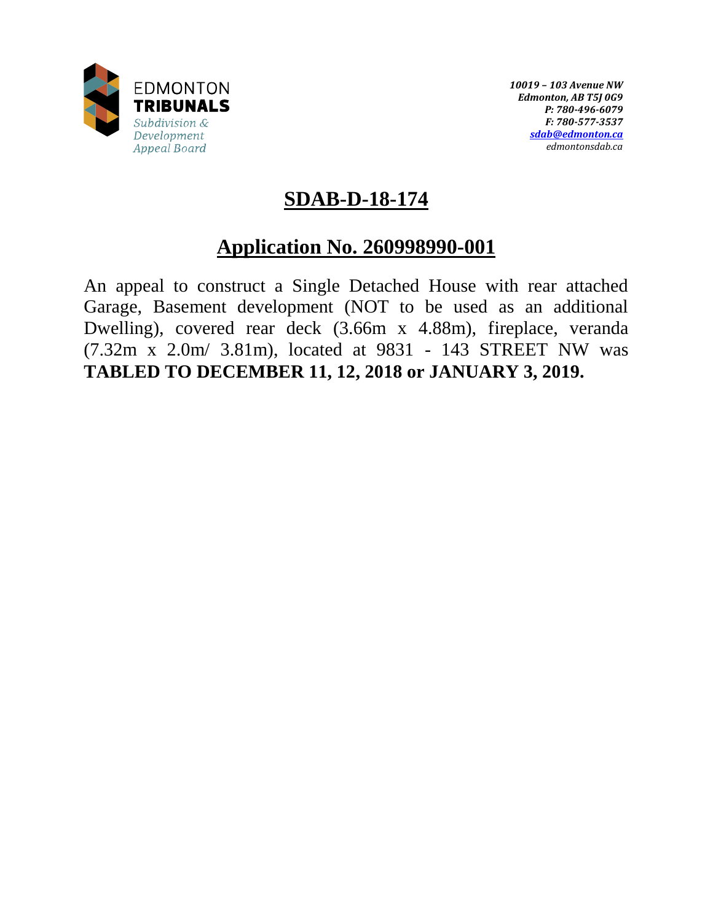EDMONTON
**TRIBUNALS**
*Subdivision & Development Appeal Board*

*10019 – 103 Avenue NW*
*Edmonton, AB T5J 0G9*
*P: 780-496-6079*
*F: 780-577-3537*
*sdab@edmonton.ca*
*edmontonsdab.ca*

# SDAB-D-18-174

## Application No. 260998990-001

An appeal to construct a Single Detached House with rear attached Garage, Basement development (NOT to be used as an additional Dwelling), covered rear deck (3.66m x 4.88m), fireplace, veranda (7.32m x 2.0m/ 3.81m), located at 9831 - 143 STREET NW was **TABLED TO DECEMBER 11, 12, 2018 or JANUARY 3, 2019.**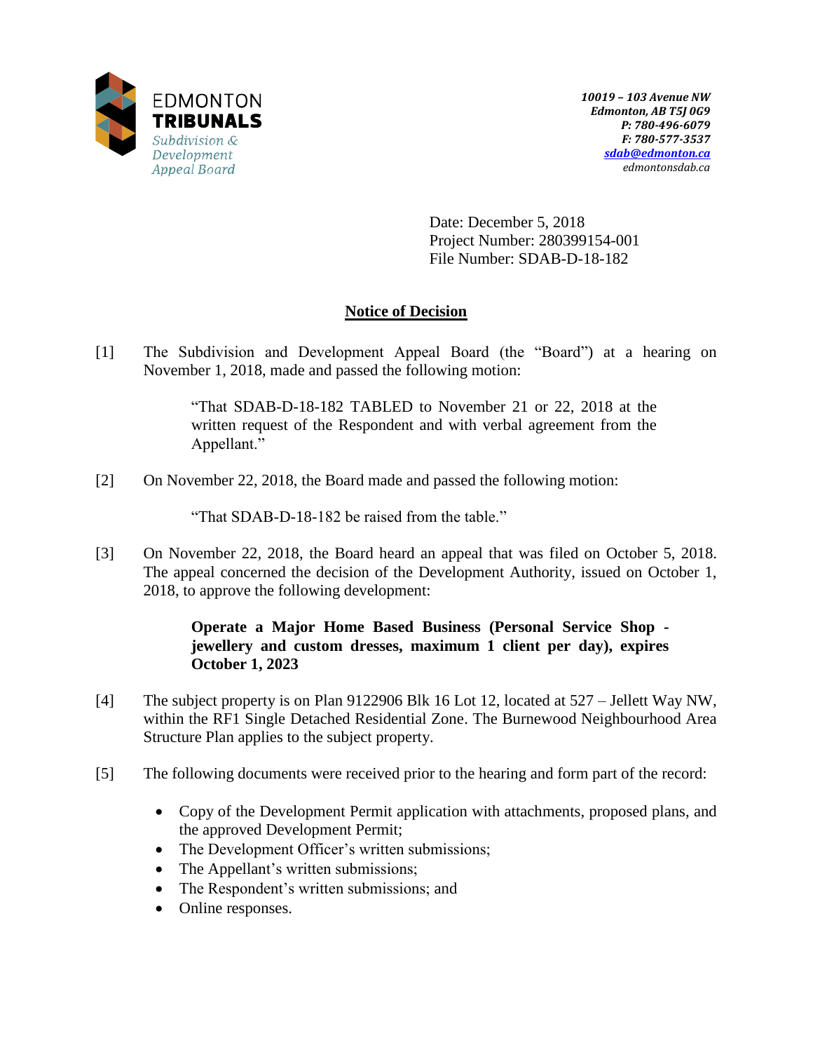EDMONTON **TRIBUNALS**
*Subdivision & Development Appeal Board*

***10019 – 103 Avenue NW***
***Edmonton, AB T5J 0G9***
***P: 780-496-6079***
***F: 780-577-3537***
***sdab@edmonton.ca***
*edmontonsdab.ca*

Date: December 5, 2018
Project Number: 280399154-001
File Number: SDAB-D-18-182

## Notice of Decision

[1] The Subdivision and Development Appeal Board (the "Board") at a hearing on November 1, 2018, made and passed the following motion:

> "That SDAB-D-18-182 TABLED to November 21 or 22, 2018 at the written request of the Respondent and with verbal agreement from the Appellant."

[2] On November 22, 2018, the Board made and passed the following motion:

> "That SDAB-D-18-182 be raised from the table."

[3] On November 22, 2018, the Board heard an appeal that was filed on October 5, 2018. The appeal concerned the decision of the Development Authority, issued on October 1, 2018, to approve the following development:

> **Operate a Major Home Based Business (Personal Service Shop - jewellery and custom dresses, maximum 1 client per day), expires October 1, 2023**

[4] The subject property is on Plan 9122906 Blk 16 Lot 12, located at 527 – Jellett Way NW, within the RF1 Single Detached Residential Zone. The Burnewood Neighbourhood Area Structure Plan applies to the subject property.

[5] The following documents were received prior to the hearing and form part of the record:

- Copy of the Development Permit application with attachments, proposed plans, and the approved Development Permit;
- The Development Officer's written submissions;
- The Appellant's written submissions;
- The Respondent's written submissions; and
- Online responses.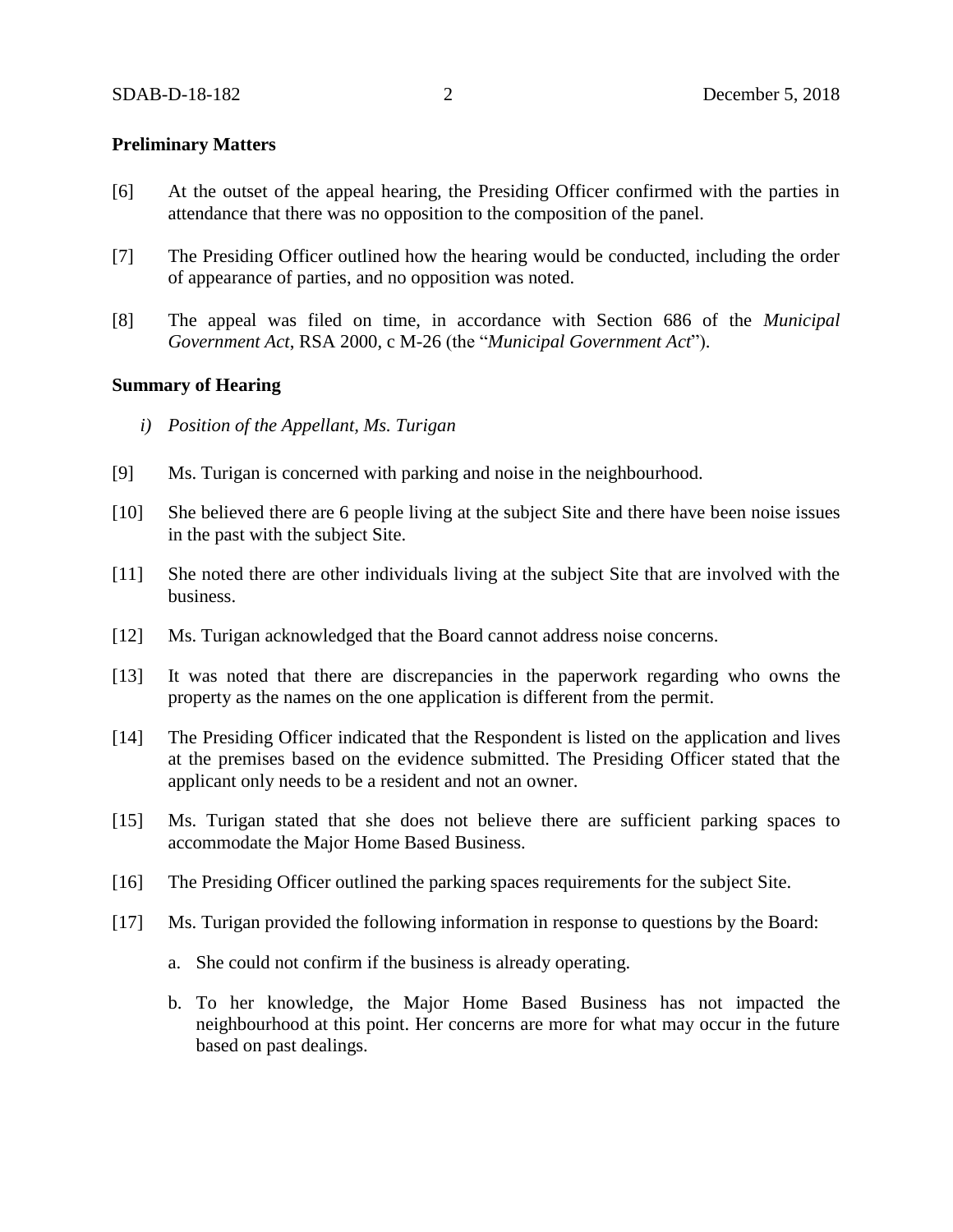**Preliminary Matters**

[6] At the outset of the appeal hearing, the Presiding Officer confirmed with the parties in attendance that there was no opposition to the composition of the panel.

[7] The Presiding Officer outlined how the hearing would be conducted, including the order of appearance of parties, and no opposition was noted.

[8] The appeal was filed on time, in accordance with Section 686 of the *Municipal Government Act*, RSA 2000, c M-26 (the "*Municipal Government Act*").

**Summary of Hearing**

*i) Position of the Appellant, Ms. Turigan*

[9] Ms. Turigan is concerned with parking and noise in the neighbourhood.

[10] She believed there are 6 people living at the subject Site and there have been noise issues in the past with the subject Site.

[11] She noted there are other individuals living at the subject Site that are involved with the business.

[12] Ms. Turigan acknowledged that the Board cannot address noise concerns.

[13] It was noted that there are discrepancies in the paperwork regarding who owns the property as the names on the one application is different from the permit.

[14] The Presiding Officer indicated that the Respondent is listed on the application and lives at the premises based on the evidence submitted. The Presiding Officer stated that the applicant only needs to be a resident and not an owner.

[15] Ms. Turigan stated that she does not believe there are sufficient parking spaces to accommodate the Major Home Based Business.

[16] The Presiding Officer outlined the parking spaces requirements for the subject Site.

[17] Ms. Turigan provided the following information in response to questions by the Board:

a. She could not confirm if the business is already operating.

b. To her knowledge, the Major Home Based Business has not impacted the neighbourhood at this point. Her concerns are more for what may occur in the future based on past dealings.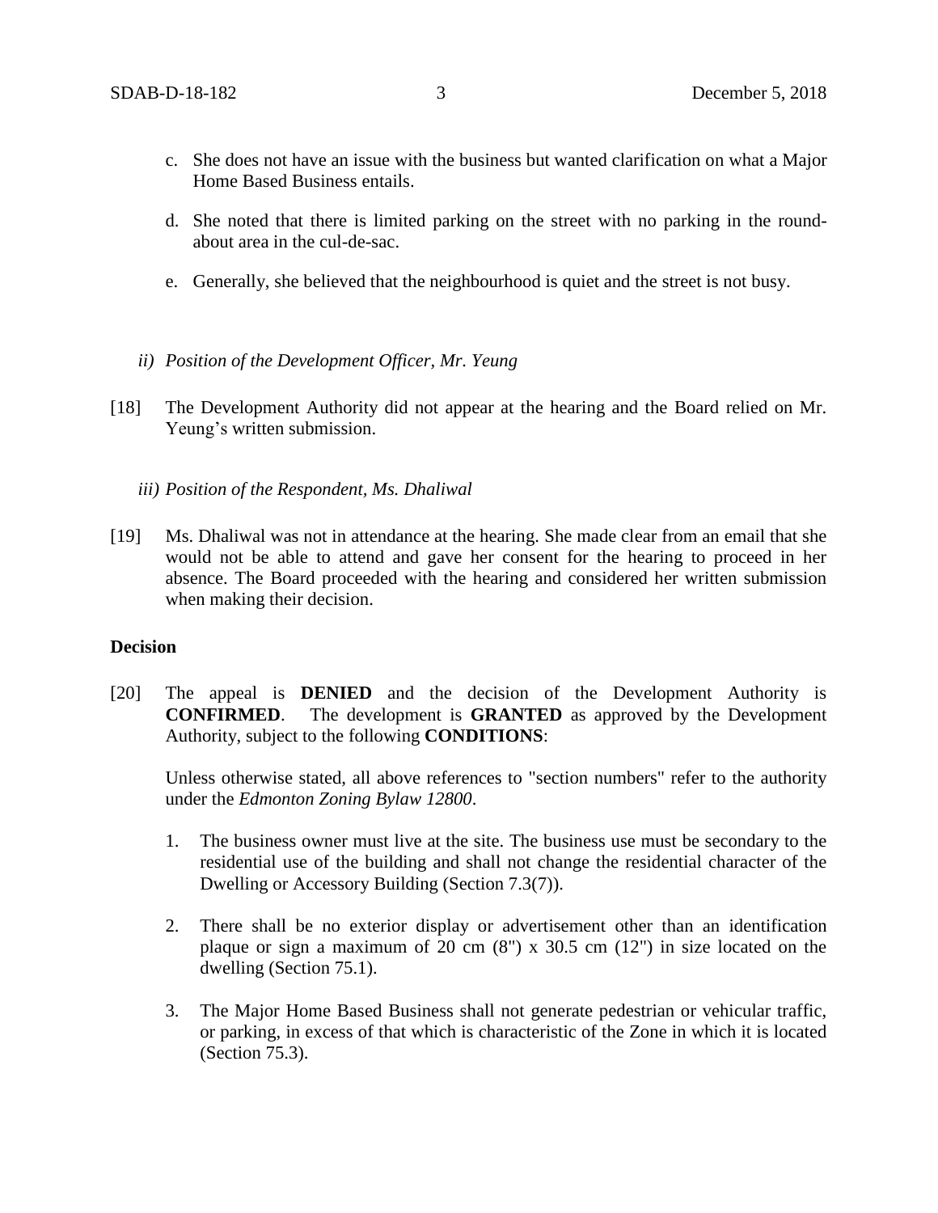c. She does not have an issue with the business but wanted clarification on what a Major Home Based Business entails.

d. She noted that there is limited parking on the street with no parking in the round-about area in the cul-de-sac.

e. Generally, she believed that the neighbourhood is quiet and the street is not busy.

*ii) Position of the Development Officer, Mr. Yeung*

[18] The Development Authority did not appear at the hearing and the Board relied on Mr. Yeung's written submission.

*iii) Position of the Respondent, Ms. Dhaliwal*

[19] Ms. Dhaliwal was not in attendance at the hearing. She made clear from an email that she would not be able to attend and gave her consent for the hearing to proceed in her absence. The Board proceeded with the hearing and considered her written submission when making their decision.

**Decision**

[20] The appeal is **DENIED** and the decision of the Development Authority is **CONFIRMED**. The development is **GRANTED** as approved by the Development Authority, subject to the following **CONDITIONS**:

Unless otherwise stated, all above references to "section numbers" refer to the authority under the *Edmonton Zoning Bylaw 12800*.

1. The business owner must live at the site. The business use must be secondary to the residential use of the building and shall not change the residential character of the Dwelling or Accessory Building (Section 7.3(7)).

2. There shall be no exterior display or advertisement other than an identification plaque or sign a maximum of 20 cm (8") x 30.5 cm (12") in size located on the dwelling (Section 75.1).

3. The Major Home Based Business shall not generate pedestrian or vehicular traffic, or parking, in excess of that which is characteristic of the Zone in which it is located (Section 75.3).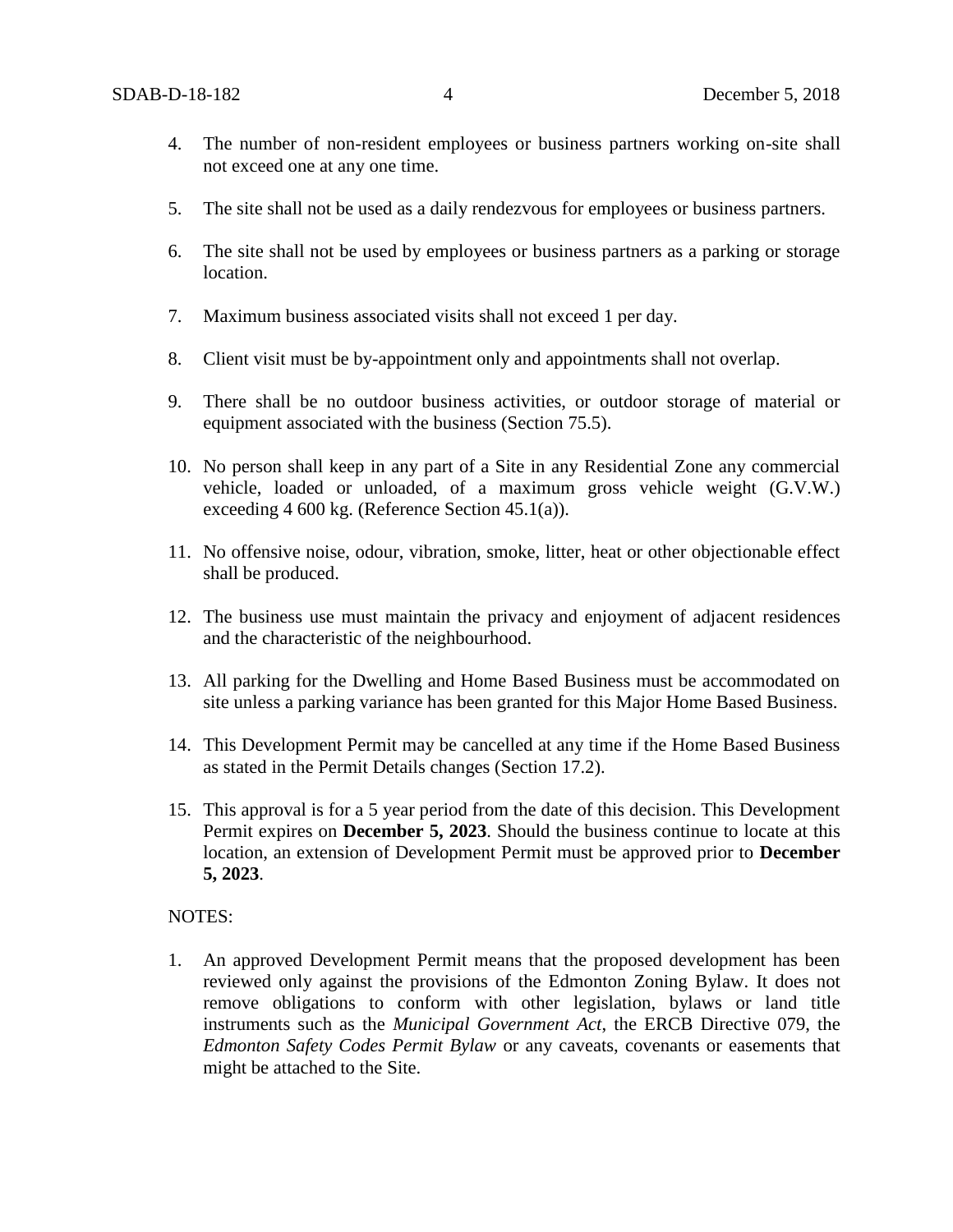4. The number of non-resident employees or business partners working on-site shall not exceed one at any one time.

5. The site shall not be used as a daily rendezvous for employees or business partners.

6. The site shall not be used by employees or business partners as a parking or storage location.

7. Maximum business associated visits shall not exceed 1 per day.

8. Client visit must be by-appointment only and appointments shall not overlap.

9. There shall be no outdoor business activities, or outdoor storage of material or equipment associated with the business (Section 75.5).

10. No person shall keep in any part of a Site in any Residential Zone any commercial vehicle, loaded or unloaded, of a maximum gross vehicle weight (G.V.W.) exceeding 4 600 kg. (Reference Section 45.1(a)).

11. No offensive noise, odour, vibration, smoke, litter, heat or other objectionable effect shall be produced.

12. The business use must maintain the privacy and enjoyment of adjacent residences and the characteristic of the neighbourhood.

13. All parking for the Dwelling and Home Based Business must be accommodated on site unless a parking variance has been granted for this Major Home Based Business.

14. This Development Permit may be cancelled at any time if the Home Based Business as stated in the Permit Details changes (Section 17.2).

15. This approval is for a 5 year period from the date of this decision. This Development Permit expires on **December 5, 2023**. Should the business continue to locate at this location, an extension of Development Permit must be approved prior to **December 5, 2023**.

NOTES:

1. An approved Development Permit means that the proposed development has been reviewed only against the provisions of the Edmonton Zoning Bylaw. It does not remove obligations to conform with other legislation, bylaws or land title instruments such as the *Municipal Government Act*, the ERCB Directive 079, the *Edmonton Safety Codes Permit Bylaw* or any caveats, covenants or easements that might be attached to the Site.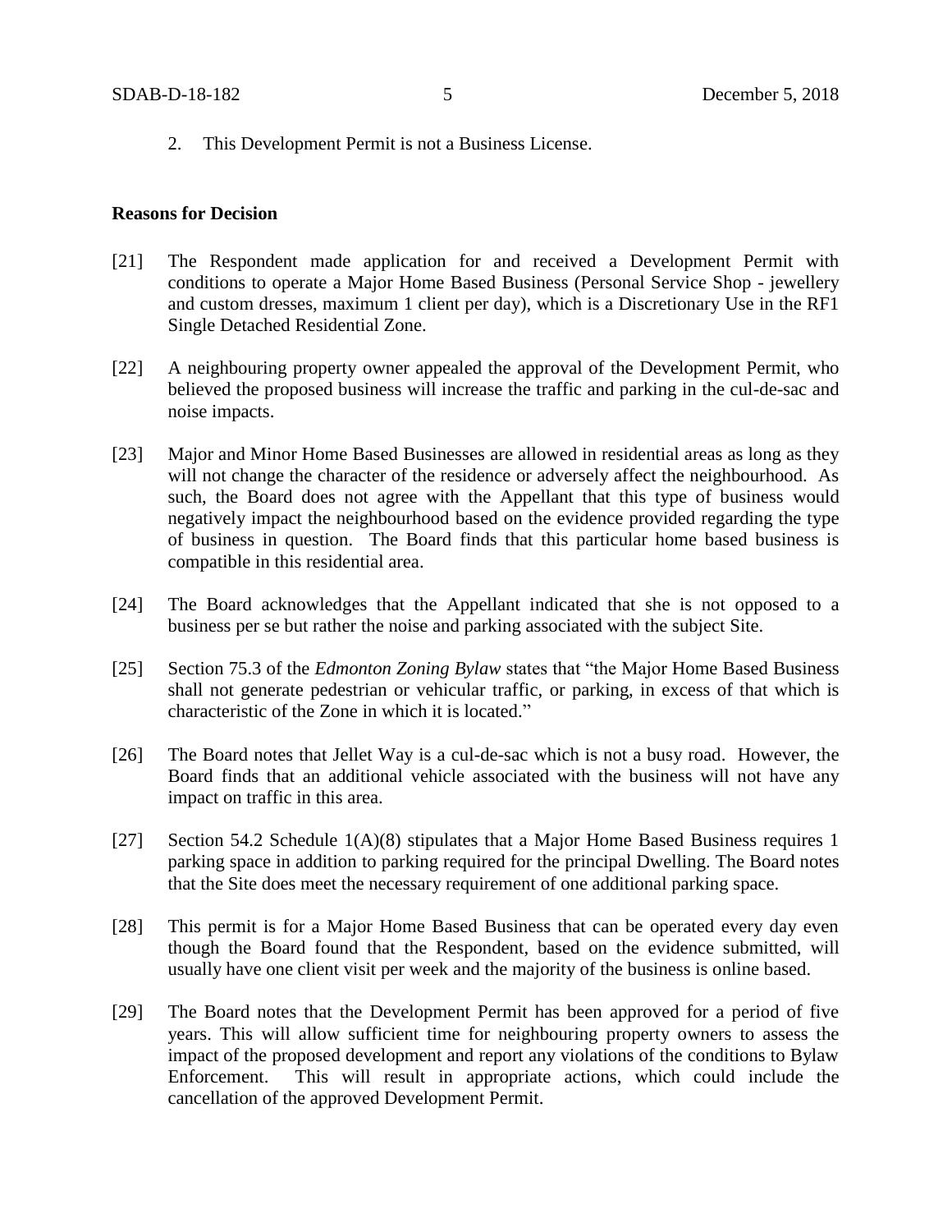2. This Development Permit is not a Business License.

**Reasons for Decision**

[21] The Respondent made application for and received a Development Permit with conditions to operate a Major Home Based Business (Personal Service Shop - jewellery and custom dresses, maximum 1 client per day), which is a Discretionary Use in the RF1 Single Detached Residential Zone.

[22] A neighbouring property owner appealed the approval of the Development Permit, who believed the proposed business will increase the traffic and parking in the cul-de-sac and noise impacts.

[23] Major and Minor Home Based Businesses are allowed in residential areas as long as they will not change the character of the residence or adversely affect the neighbourhood. As such, the Board does not agree with the Appellant that this type of business would negatively impact the neighbourhood based on the evidence provided regarding the type of business in question. The Board finds that this particular home based business is compatible in this residential area.

[24] The Board acknowledges that the Appellant indicated that she is not opposed to a business per se but rather the noise and parking associated with the subject Site.

[25] Section 75.3 of the *Edmonton Zoning Bylaw* states that "the Major Home Based Business shall not generate pedestrian or vehicular traffic, or parking, in excess of that which is characteristic of the Zone in which it is located."

[26] The Board notes that Jellet Way is a cul-de-sac which is not a busy road. However, the Board finds that an additional vehicle associated with the business will not have any impact on traffic in this area.

[27] Section 54.2 Schedule 1(A)(8) stipulates that a Major Home Based Business requires 1 parking space in addition to parking required for the principal Dwelling. The Board notes that the Site does meet the necessary requirement of one additional parking space.

[28] This permit is for a Major Home Based Business that can be operated every day even though the Board found that the Respondent, based on the evidence submitted, will usually have one client visit per week and the majority of the business is online based.

[29] The Board notes that the Development Permit has been approved for a period of five years. This will allow sufficient time for neighbouring property owners to assess the impact of the proposed development and report any violations of the conditions to Bylaw Enforcement. This will result in appropriate actions, which could include the cancellation of the approved Development Permit.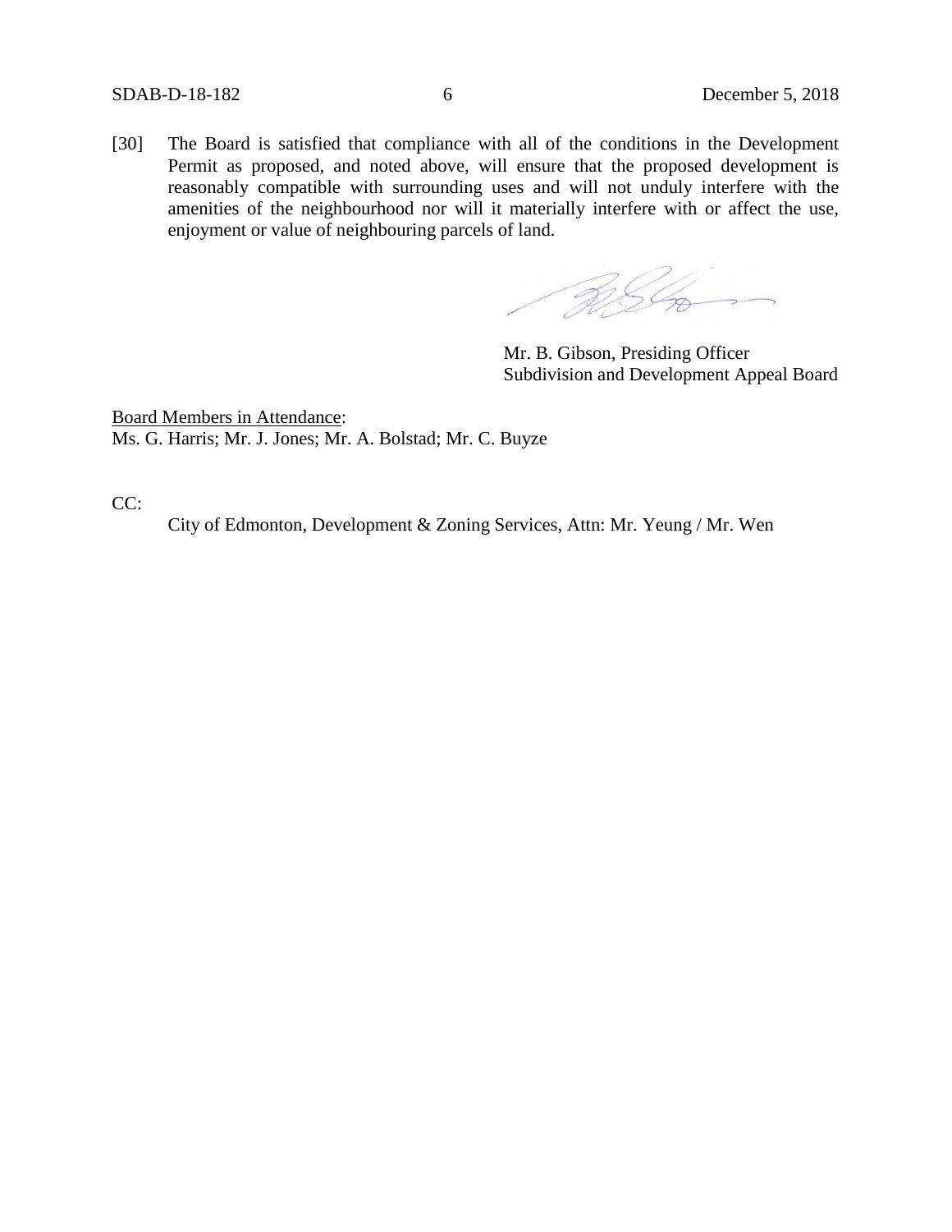[30] The Board is satisfied that compliance with all of the conditions in the Development Permit as proposed, and noted above, will ensure that the proposed development is reasonably compatible with surrounding uses and will not unduly interfere with the amenities of the neighbourhood nor will it materially interfere with or affect the use, enjoyment or value of neighbouring parcels of land.

Mr. B. Gibson, Presiding Officer
Subdivision and Development Appeal Board

Board Members in Attendance:
Ms. G. Harris; Mr. J. Jones; Mr. A. Bolstad; Mr. C. Buyze

CC:

City of Edmonton, Development & Zoning Services, Attn: Mr. Yeung / Mr. Wen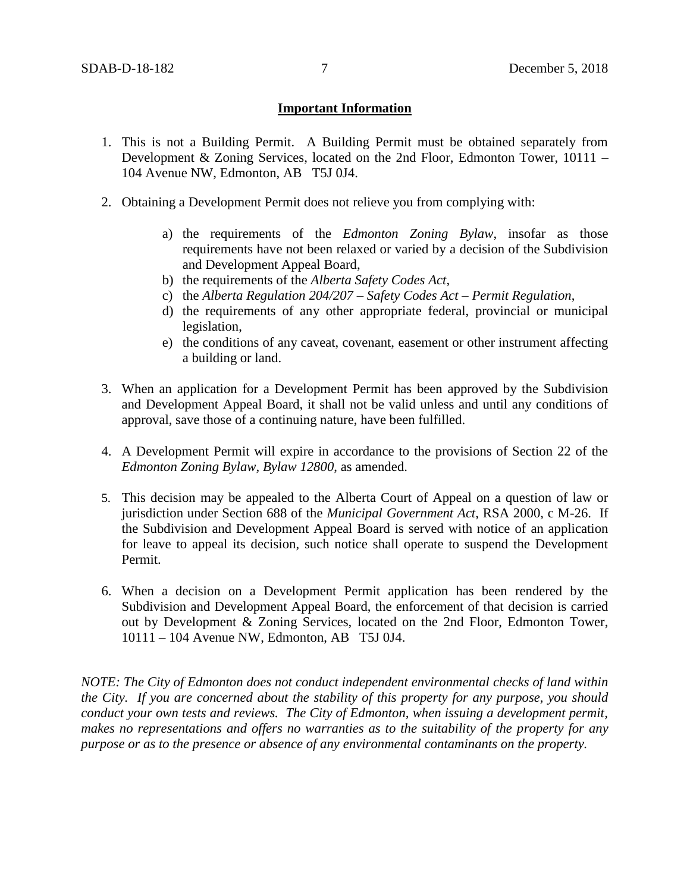**Important Information**

1. This is not a Building Permit. A Building Permit must be obtained separately from Development & Zoning Services, located on the 2nd Floor, Edmonton Tower, 10111 – 104 Avenue NW, Edmonton, AB T5J 0J4.

2. Obtaining a Development Permit does not relieve you from complying with:

    a) the requirements of the *Edmonton Zoning Bylaw*, insofar as those requirements have not been relaxed or varied by a decision of the Subdivision and Development Appeal Board,
    b) the requirements of the *Alberta Safety Codes Act*,
    c) the *Alberta Regulation 204/207 – Safety Codes Act – Permit Regulation*,
    d) the requirements of any other appropriate federal, provincial or municipal legislation,
    e) the conditions of any caveat, covenant, easement or other instrument affecting a building or land.

3. When an application for a Development Permit has been approved by the Subdivision and Development Appeal Board, it shall not be valid unless and until any conditions of approval, save those of a continuing nature, have been fulfilled.

4. A Development Permit will expire in accordance to the provisions of Section 22 of the *Edmonton Zoning Bylaw, Bylaw 12800*, as amended.

5. This decision may be appealed to the Alberta Court of Appeal on a question of law or jurisdiction under Section 688 of the *Municipal Government Act*, RSA 2000, c M-26. If the Subdivision and Development Appeal Board is served with notice of an application for leave to appeal its decision, such notice shall operate to suspend the Development Permit.

6. When a decision on a Development Permit application has been rendered by the Subdivision and Development Appeal Board, the enforcement of that decision is carried out by Development & Zoning Services, located on the 2nd Floor, Edmonton Tower, 10111 – 104 Avenue NW, Edmonton, AB T5J 0J4.

*NOTE: The City of Edmonton does not conduct independent environmental checks of land within the City. If you are concerned about the stability of this property for any purpose, you should conduct your own tests and reviews. The City of Edmonton, when issuing a development permit, makes no representations and offers no warranties as to the suitability of the property for any purpose or as to the presence or absence of any environmental contaminants on the property.*